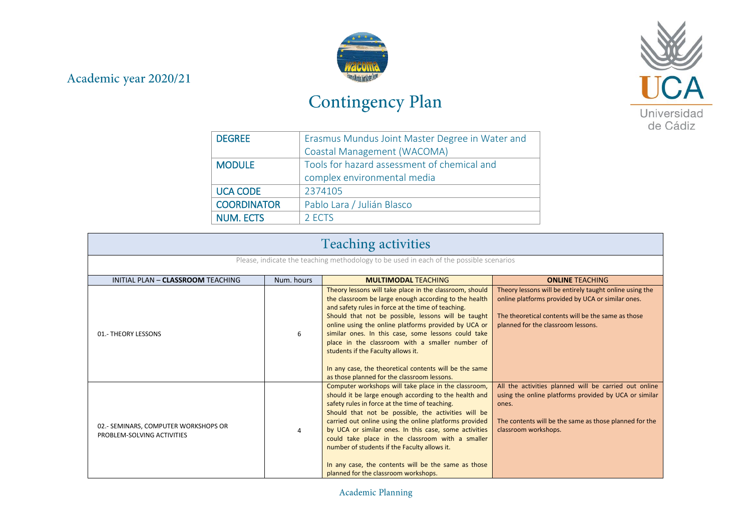Academic year 2020/21

# Contingency Plan

| DEGREE | Erasmus Mundus Joint Master Degree in Water and Coastal Management (WACOMA) |
|---|---|
| MODULE | Tools for hazard assessment of chemical and complex environmental media |
| UCA CODE | 2374105 |
| COORDINATOR | Pablo Lara / Julián Blasco |
| NUM. ECTS | 2 ECTS |

## Teaching activities

Please, indicate the teaching methodology to be used in each of the possible scenarios

| INITIAL PLAN – **CLASSROOM** TEACHING | Num. hours | **MULTIMODAL** TEACHING | **ONLINE** TEACHING |
|---|---|---|---|
| 01.- THEORY LESSONS | 6 | Theory lessons will take place in the classroom, should the classroom be large enough according to the health and safety rules in force at the time of teaching.<br>Should that not be possible, lessons will be taught online using the online platforms provided by UCA or similar ones. In this case, some lessons could take place in the classroom with a smaller number of students if the Faculty allows it.<br><br>In any case, the theoretical contents will be the same as those planned for the classroom lessons. | Theory lessons will be entirely taught online using the online platforms provided by UCA or similar ones.<br><br>The theoretical contents will be the same as those planned for the classroom lessons. |
| 02.- SEMINARS, COMPUTER WORKSHOPS OR PROBLEM-SOLVING ACTIVITIES | 4 | Computer workshops will take place in the classroom, should it be large enough according to the health and safety rules in force at the time of teaching.<br>Should that not be possible, the activities will be carried out online using the online platforms provided by UCA or similar ones. In this case, some activities could take place in the classroom with a smaller number of students if the Faculty allows it.<br><br>In any case, the contents will be the same as those planned for the classroom workshops. | All the activities planned will be carried out online using the online platforms provided by UCA or similar ones.<br><br>The contents will be the same as those planned for the classroom workshops. |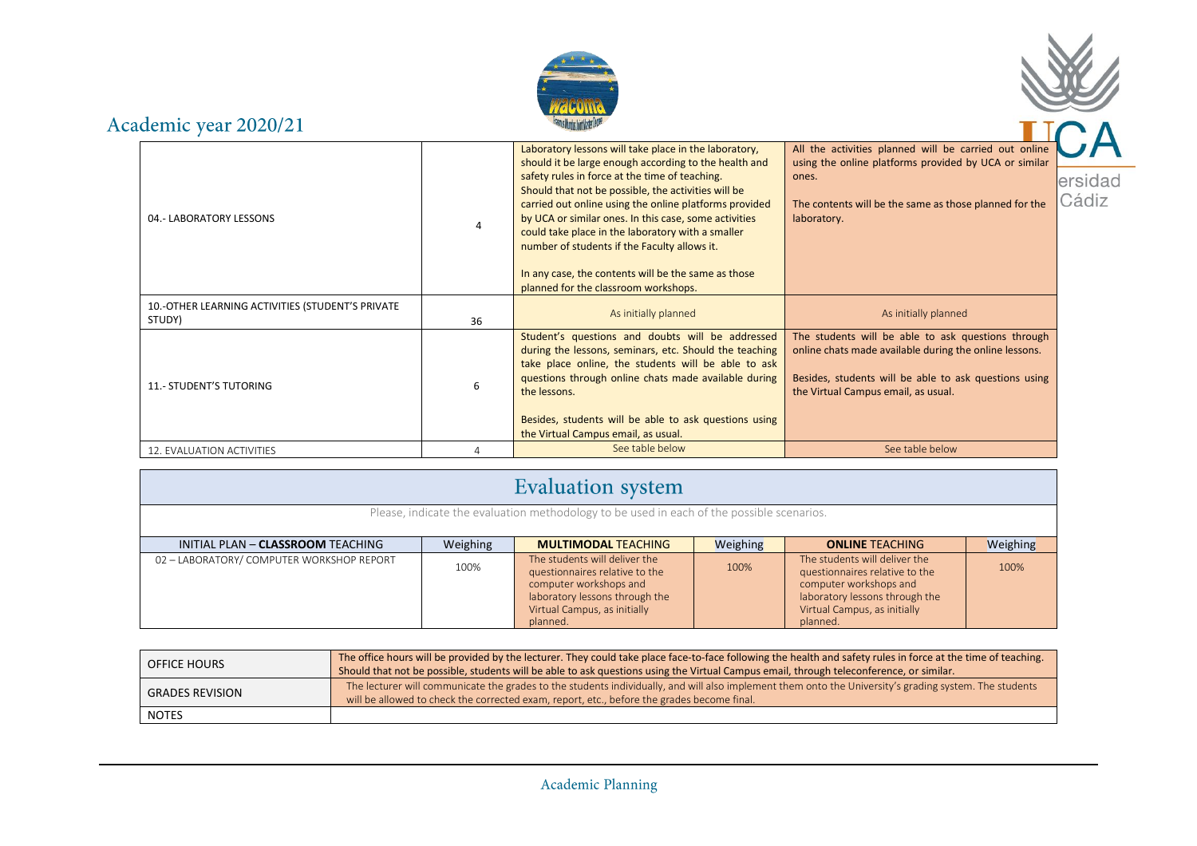# Academic year 2020/21

| | | | |
|---|---|---|---|
| 04.- LABORATORY LESSONS | 4 | Laboratory lessons will take place in the laboratory, should it be large enough according to the health and safety rules in force at the time of teaching.<br>Should that not be possible, the activities will be carried out online using the online platforms provided by UCA or similar ones. In this case, some activities could take place in the laboratory with a smaller number of students if the Faculty allows it.<br><br>In any case, the contents will be the same as those planned for the classroom workshops. | All the activities planned will be carried out online using the online platforms provided by UCA or similar ones.<br><br>The contents will be the same as those planned for the laboratory. |
| 10.-OTHER LEARNING ACTIVITIES (STUDENT'S PRIVATE STUDY) | 36 | As initially planned | As initially planned |
| 11.- STUDENT'S TUTORING | 6 | Student's questions and doubts will be addressed during the lessons, seminars, etc. Should the teaching take place online, the students will be able to ask questions through online chats made available during the lessons.<br><br>Besides, students will be able to ask questions using the Virtual Campus email, as usual. | The students will be able to ask questions through online chats made available during the online lessons.<br><br>Besides, students will be able to ask questions using the Virtual Campus email, as usual. |
| 12. EVALUATION ACTIVITIES | 4 | See table below | See table below |

## Evaluation system

Please, indicate the evaluation methodology to be used in each of the possible scenarios.

| INITIAL PLAN – **CLASSROOM** TEACHING | Weighing | **MULTIMODAL** TEACHING | Weighing | **ONLINE** TEACHING | Weighing |
|---|---|---|---|---|---|
| 02 – LABORATORY/ COMPUTER WORKSHOP REPORT | 100% | The students will deliver the questionnaires relative to the computer workshops and laboratory lessons through the Virtual Campus, as initially planned. | 100% | The students will deliver the questionnaires relative to the computer workshops and laboratory lessons through the Virtual Campus, as initially planned. | 100% |

| | |
|---|---|
| OFFICE HOURS | The office hours will be provided by the lecturer. They could take place face-to-face following the health and safety rules in force at the time of teaching. Should that not be possible, students will be able to ask questions using the Virtual Campus email, through teleconference, or similar. |
| GRADES REVISION | The lecturer will communicate the grades to the students individually, and will also implement them onto the University's grading system. The students will be allowed to check the corrected exam, report, etc., before the grades become final. |
| NOTES | |